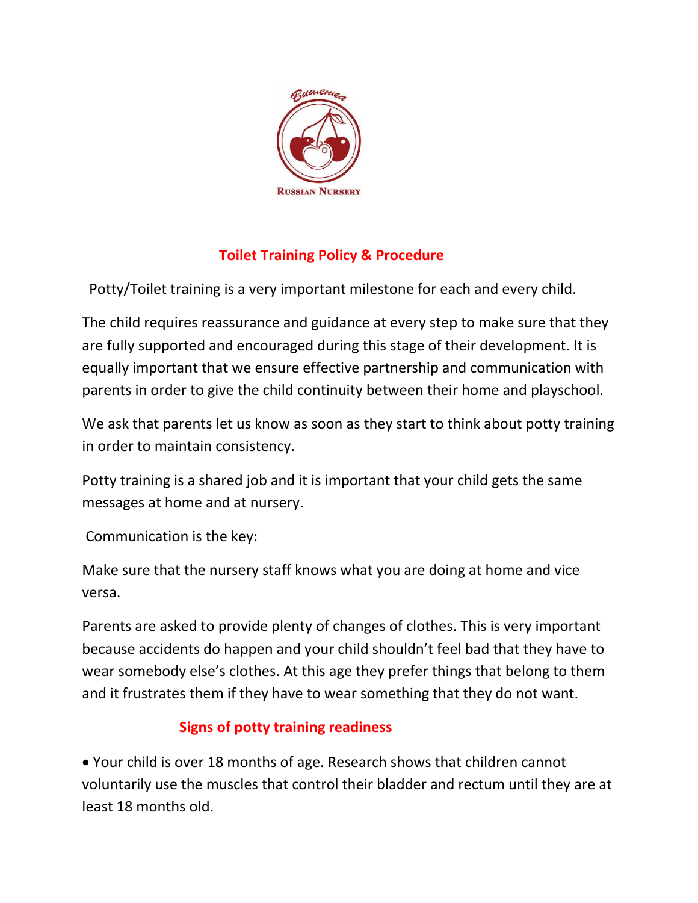Вишенка

Russian Nursery

## Toilet Training Policy & Procedure

Potty/Toilet training is a very important milestone for each and every child.

The child requires reassurance and guidance at every step to make sure that they are fully supported and encouraged during this stage of their development. It is equally important that we ensure effective partnership and communication with parents in order to give the child continuity between their home and playschool.

We ask that parents let us know as soon as they start to think about potty training in order to maintain consistency.

Potty training is a shared job and it is important that your child gets the same messages at home and at nursery.

Communication is the key:

Make sure that the nursery staff knows what you are doing at home and vice versa.

Parents are asked to provide plenty of changes of clothes. This is very important because accidents do happen and your child shouldn't feel bad that they have to wear somebody else's clothes. At this age they prefer things that belong to them and it frustrates them if they have to wear something that they do not want.

## Signs of potty training readiness

- Your child is over 18 months of age. Research shows that children cannot voluntarily use the muscles that control their bladder and rectum until they are at least 18 months old.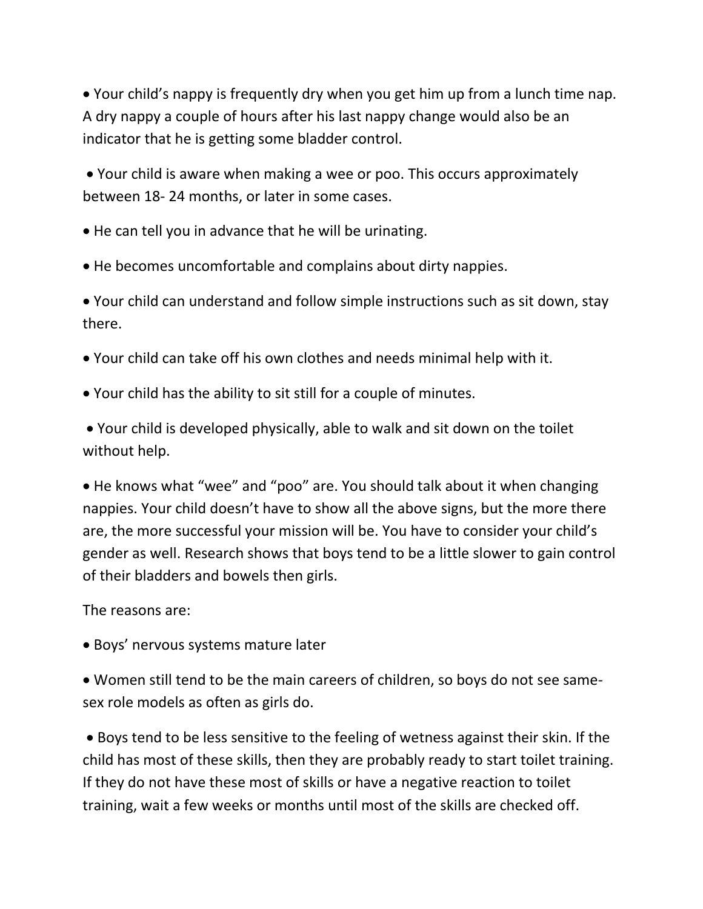- Your child's nappy is frequently dry when you get him up from a lunch time nap. A dry nappy a couple of hours after his last nappy change would also be an indicator that he is getting some bladder control.
- Your child is aware when making a wee or poo. This occurs approximately between 18- 24 months, or later in some cases.
- He can tell you in advance that he will be urinating.
- He becomes uncomfortable and complains about dirty nappies.
- Your child can understand and follow simple instructions such as sit down, stay there.
- Your child can take off his own clothes and needs minimal help with it.
- Your child has the ability to sit still for a couple of minutes.
- Your child is developed physically, able to walk and sit down on the toilet without help.
- He knows what "wee" and "poo" are. You should talk about it when changing nappies. Your child doesn't have to show all the above signs, but the more there are, the more successful your mission will be. You have to consider your child's gender as well. Research shows that boys tend to be a little slower to gain control of their bladders and bowels then girls.

The reasons are:

- Boys' nervous systems mature later
- Women still tend to be the main careers of children, so boys do not see same-sex role models as often as girls do.
- Boys tend to be less sensitive to the feeling of wetness against their skin. If the child has most of these skills, then they are probably ready to start toilet training. If they do not have these most of skills or have a negative reaction to toilet training, wait a few weeks or months until most of the skills are checked off.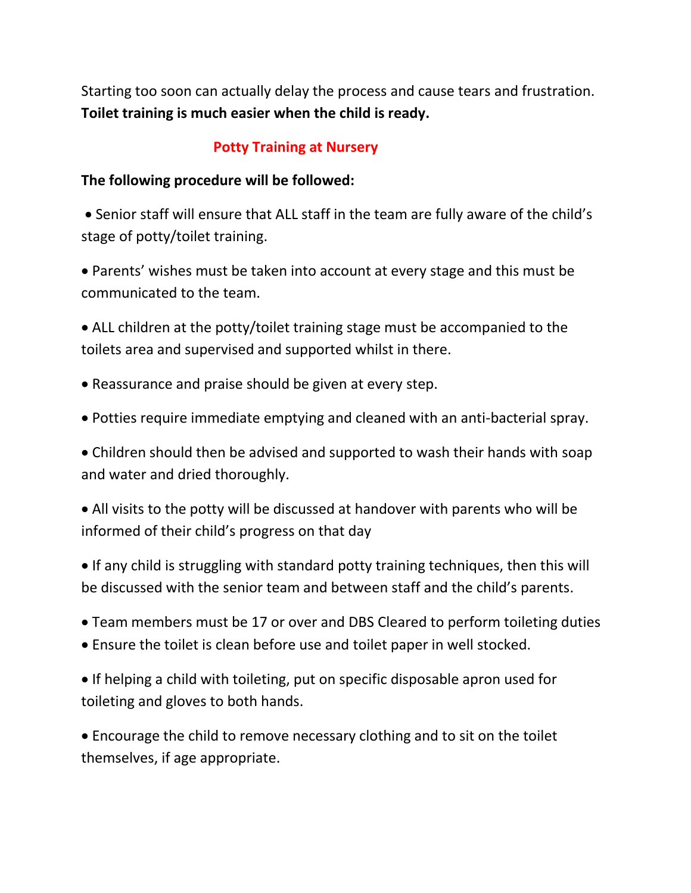Starting too soon can actually delay the process and cause tears and frustration. **Toilet training is much easier when the child is ready.**

## Potty Training at Nursery

**The following procedure will be followed:**

- Senior staff will ensure that ALL staff in the team are fully aware of the child's stage of potty/toilet training.
- Parents' wishes must be taken into account at every stage and this must be communicated to the team.
- ALL children at the potty/toilet training stage must be accompanied to the toilets area and supervised and supported whilst in there.
- Reassurance and praise should be given at every step.
- Potties require immediate emptying and cleaned with an anti-bacterial spray.
- Children should then be advised and supported to wash their hands with soap and water and dried thoroughly.
- All visits to the potty will be discussed at handover with parents who will be informed of their child's progress on that day
- If any child is struggling with standard potty training techniques, then this will be discussed with the senior team and between staff and the child's parents.
- Team members must be 17 or over and DBS Cleared to perform toileting duties
- Ensure the toilet is clean before use and toilet paper in well stocked.
- If helping a child with toileting, put on specific disposable apron used for toileting and gloves to both hands.
- Encourage the child to remove necessary clothing and to sit on the toilet themselves, if age appropriate.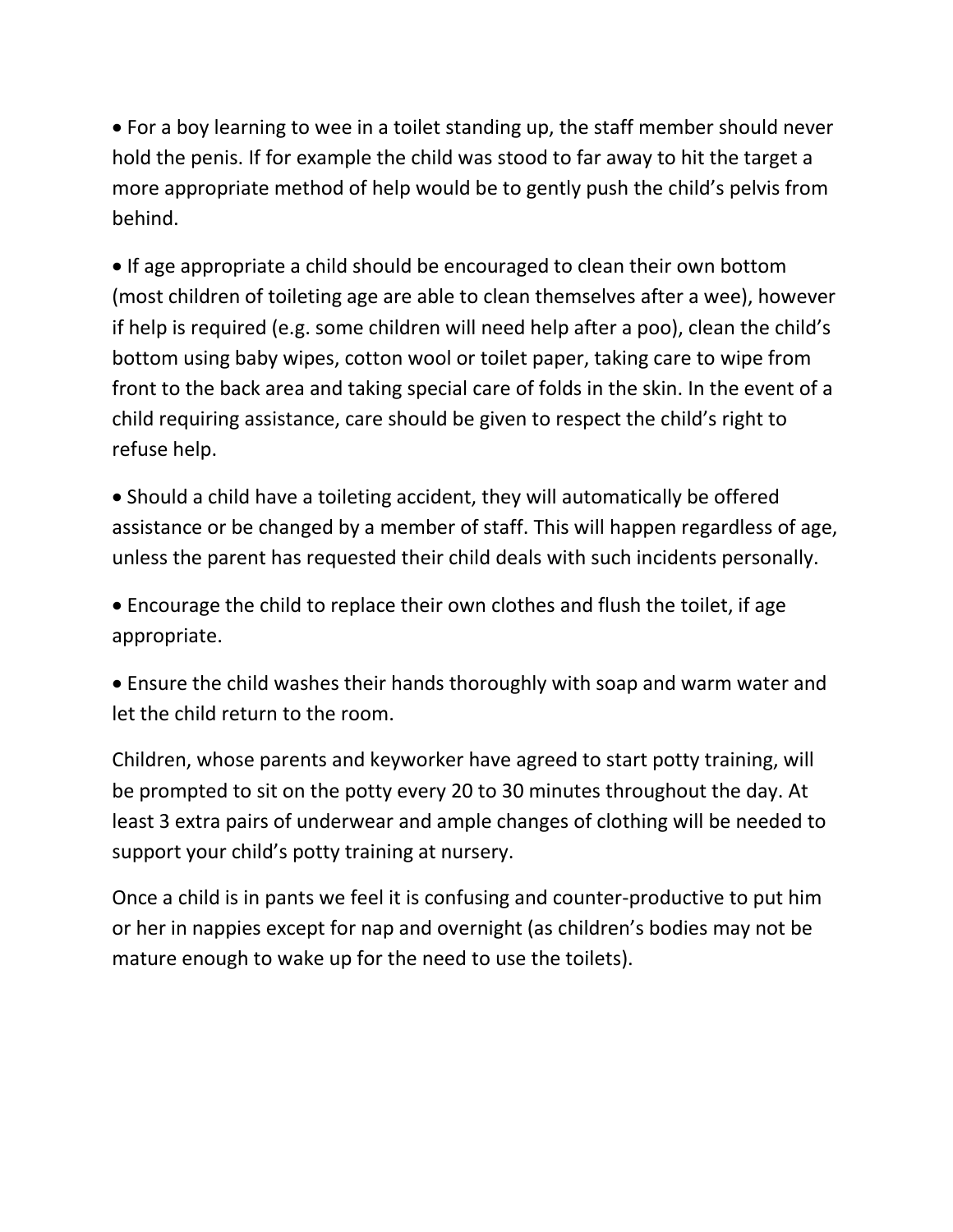- For a boy learning to wee in a toilet standing up, the staff member should never hold the penis. If for example the child was stood to far away to hit the target a more appropriate method of help would be to gently push the child's pelvis from behind.

- If age appropriate a child should be encouraged to clean their own bottom (most children of toileting age are able to clean themselves after a wee), however if help is required (e.g. some children will need help after a poo), clean the child's bottom using baby wipes, cotton wool or toilet paper, taking care to wipe from front to the back area and taking special care of folds in the skin. In the event of a child requiring assistance, care should be given to respect the child's right to refuse help.

- Should a child have a toileting accident, they will automatically be offered assistance or be changed by a member of staff. This will happen regardless of age, unless the parent has requested their child deals with such incidents personally.

- Encourage the child to replace their own clothes and flush the toilet, if age appropriate.

- Ensure the child washes their hands thoroughly with soap and warm water and let the child return to the room.

Children, whose parents and keyworker have agreed to start potty training, will be prompted to sit on the potty every 20 to 30 minutes throughout the day. At least 3 extra pairs of underwear and ample changes of clothing will be needed to support your child's potty training at nursery.

Once a child is in pants we feel it is confusing and counter-productive to put him or her in nappies except for nap and overnight (as children's bodies may not be mature enough to wake up for the need to use the toilets).